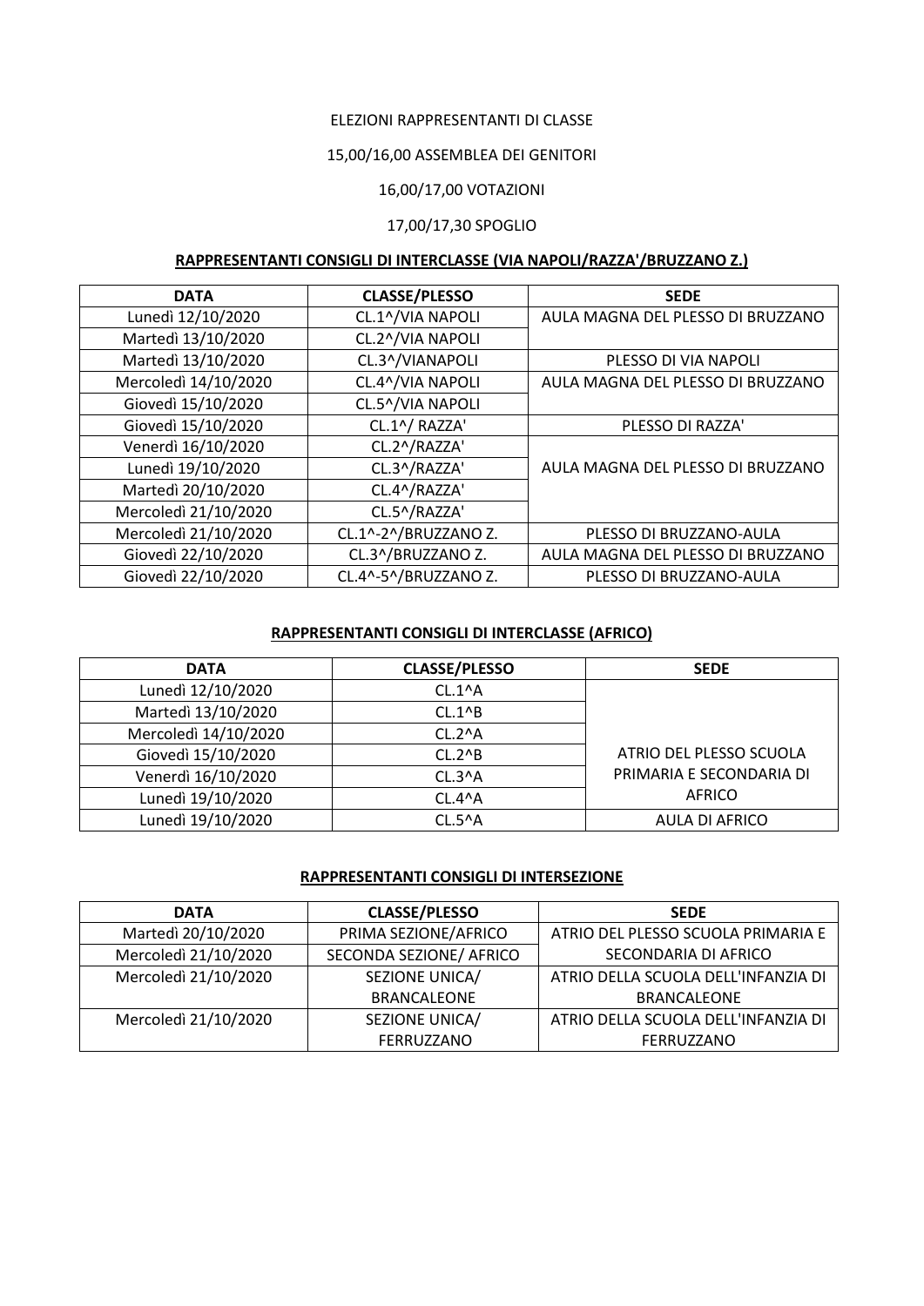ELEZIONI RAPPRESENTANTI DI CLASSE

15,00/16,00 ASSEMBLEA DEI GENITORI

16,00/17,00 VOTAZIONI

17,00/17,30 SPOGLIO

**RAPPRESENTANTI CONSIGLI DI INTERCLASSE (VIA NAPOLI/RAZZA'/BRUZZANO Z.)**

| DATA | CLASSE/PLESSO | SEDE |
|---|---|---|
| Lunedì 12/10/2020 | CL.1^/VIA NAPOLI | AULA MAGNA DEL PLESSO DI BRUZZANO |
| Martedì 13/10/2020 | CL.2^/VIA NAPOLI | |
| Martedì 13/10/2020 | CL.3^/VIANAPOLI | PLESSO DI VIA NAPOLI |
| Mercoledì 14/10/2020 | CL.4^/VIA NAPOLI | AULA MAGNA DEL PLESSO DI BRUZZANO |
| Giovedì 15/10/2020 | CL.5^/VIA NAPOLI | |
| Giovedì 15/10/2020 | CL.1^/ RAZZA' | PLESSO DI RAZZA' |
| Venerdì 16/10/2020 | CL.2^/RAZZA' | AULA MAGNA DEL PLESSO DI BRUZZANO |
| Lunedì 19/10/2020 | CL.3^/RAZZA' | |
| Martedì 20/10/2020 | CL.4^/RAZZA' | |
| Mercoledì 21/10/2020 | CL.5^/RAZZA' | |
| Mercoledì 21/10/2020 | CL.1^-2^/BRUZZANO Z. | PLESSO DI BRUZZANO-AULA |
| Giovedì 22/10/2020 | CL.3^/BRUZZANO Z. | AULA MAGNA DEL PLESSO DI BRUZZANO |
| Giovedì 22/10/2020 | CL.4^-5^/BRUZZANO Z. | PLESSO DI BRUZZANO-AULA |

**RAPPRESENTANTI CONSIGLI DI INTERCLASSE (AFRICO)**

| DATA | CLASSE/PLESSO | SEDE |
|---|---|---|
| Lunedì 12/10/2020 | CL.1^A | ATRIO DEL PLESSO SCUOLA PRIMARIA E SECONDARIA DI AFRICO |
| Martedì 13/10/2020 | CL.1^B | |
| Mercoledì 14/10/2020 | CL.2^A | |
| Giovedì 15/10/2020 | CL.2^B | |
| Venerdì 16/10/2020 | CL.3^A | |
| Lunedì 19/10/2020 | CL.4^A | |
| Lunedì 19/10/2020 | CL.5^A | AULA DI AFRICO |

**RAPPRESENTANTI CONSIGLI DI INTERSEZIONE**

| DATA | CLASSE/PLESSO | SEDE |
|---|---|---|
| Martedì 20/10/2020 | PRIMA SEZIONE/AFRICO | ATRIO DEL PLESSO SCUOLA PRIMARIA E SECONDARIA DI AFRICO |
| Mercoledì 21/10/2020 | SECONDA SEZIONE/ AFRICO | |
| Mercoledì 21/10/2020 | SEZIONE UNICA/ BRANCALEONE | ATRIO DELLA SCUOLA DELL'INFANZIA DI BRANCALEONE |
| Mercoledì 21/10/2020 | SEZIONE UNICA/ FERRUZZANO | ATRIO DELLA SCUOLA DELL'INFANZIA DI FERRUZZANO |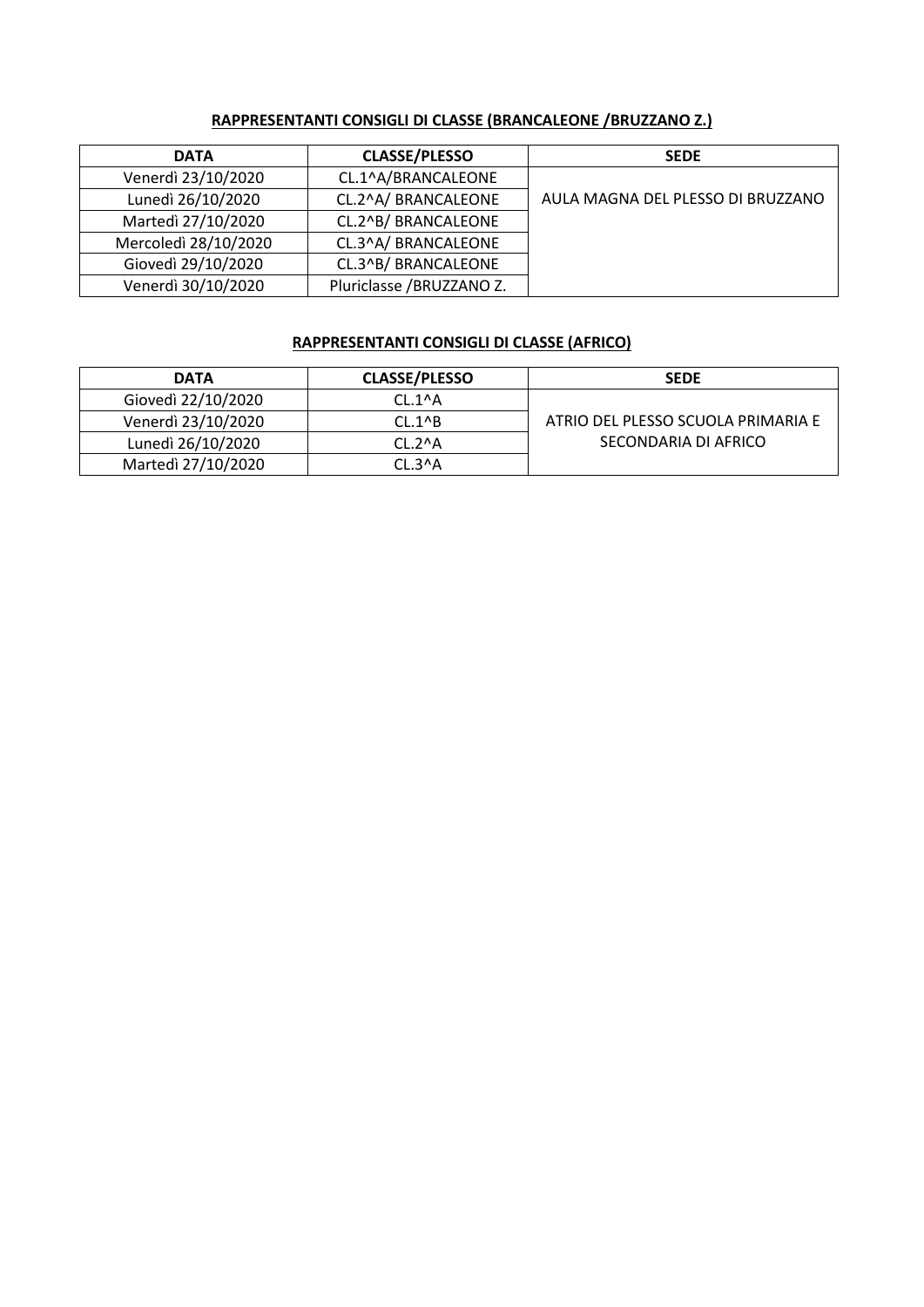**RAPPRESENTANTI CONSIGLI DI CLASSE (BRANCALEONE /BRUZZANO Z.)**

| DATA | CLASSE/PLESSO | SEDE |
|---|---|---|
| Venerdì 23/10/2020 | CL.1^A/BRANCALEONE | AULA MAGNA DEL PLESSO DI BRUZZANO |
| Lunedì 26/10/2020 | CL.2^A/ BRANCALEONE | |
| Martedì 27/10/2020 | CL.2^B/ BRANCALEONE | |
| Mercoledì 28/10/2020 | CL.3^A/ BRANCALEONE | |
| Giovedì 29/10/2020 | CL.3^B/ BRANCALEONE | |
| Venerdì 30/10/2020 | Pluriclasse /BRUZZANO Z. | |

**RAPPRESENTANTI CONSIGLI DI CLASSE (AFRICO)**

| DATA | CLASSE/PLESSO | SEDE |
|---|---|---|
| Giovedì 22/10/2020 | CL.1^A | ATRIO DEL PLESSO SCUOLA PRIMARIA E SECONDARIA DI AFRICO |
| Venerdì 23/10/2020 | CL.1^B | |
| Lunedì 26/10/2020 | CL.2^A | |
| Martedì 27/10/2020 | CL.3^A | |